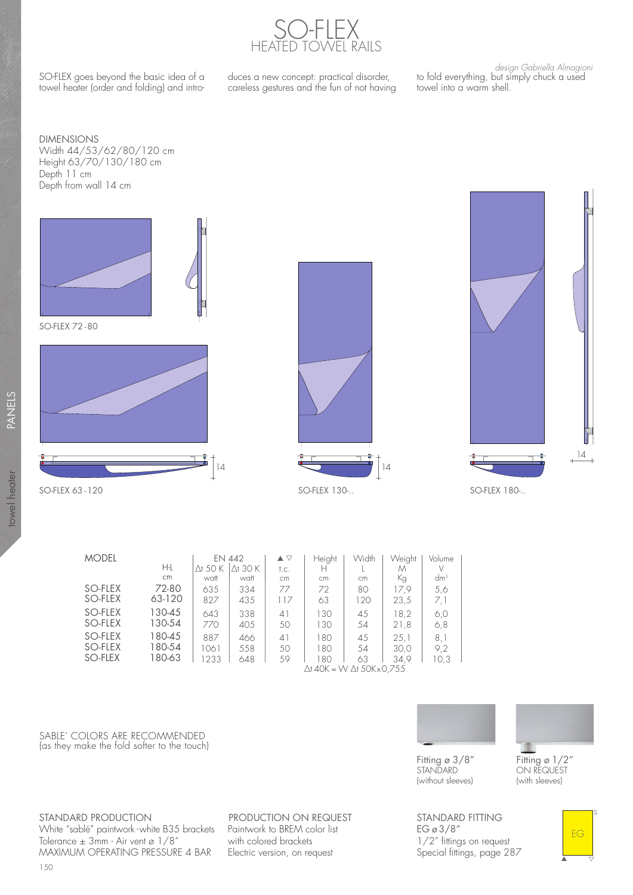# SO-FLEX
## HEATED TOWEL RAILS

*design Gabriella Almagioni*

SO-FLEX goes beyond the basic idea of a towel heater (order and folding) and introduces a new concept: practical disorder, careless gestures and the fun of not having to fold everything, but simply chuck a used towel into a warm shell.

DIMENSIONS
Width 44/53/62/80/120 cm
Height 63/70/130/180 cm
Depth 11 cm
Depth from wall 14 cm

SO-FLEX 72-80

SO-FLEX 63-120

SO-FLEX 130-..

SO-FLEX 180-..

| MODEL | H-L | EN 442 $\Delta t$ 50 K | EN 442 $\Delta t$ 30 K | ▲▽ t.c. | Height H | Width L | Weight M | Volume V |
|---|---|---|---|---|---|---|---|---|
| | cm | watt | watt | cm | cm | cm | Kg | dm³ |
| SO-FLEX | 72-80 | 635 | 334 | 77 | 72 | 80 | 17,9 | 5,6 |
| SO-FLEX | 63-120 | 827 | 435 | 117 | 63 | 120 | 23,5 | 7,1 |
| SO-FLEX | 130-45 | 643 | 338 | 41 | 130 | 45 | 18,2 | 6,0 |
| SO-FLEX | 130-54 | 770 | 405 | 50 | 130 | 54 | 21,8 | 6,8 |
| SO-FLEX | 180-45 | 887 | 466 | 41 | 180 | 45 | 25,1 | 8,1 |
| SO-FLEX | 180-54 | 1061 | 558 | 50 | 180 | 54 | 30,0 | 9,2 |
| SO-FLEX | 180-63 | 1233 | 648 | 59 | 180 | 63 | 34,9 | 10,3 |

$\Delta t$ 40K = W $\Delta t$ 50K×0,755

SABLE' COLORS ARE RECOMMENDED
(as they make the fold softer to the touch)

Fitting ø 3/8"
STANDARD
(without sleeves)

Fitting ø 1/2"
ON REQUEST
(with sleeves)

STANDARD PRODUCTION
White "sablé" paintwork-white B35 brackets
Tolerance ± 3mm - Air vent ø 1/8"
MAXIMUM OPERATING PRESSURE 4 BAR

PRODUCTION ON REQUEST
Paintwork to BREM color list
with colored brackets
Electric version, on request

STANDARD FITTING
EG ø 3/8"
1/2" fittings on request
Special fittings, page 287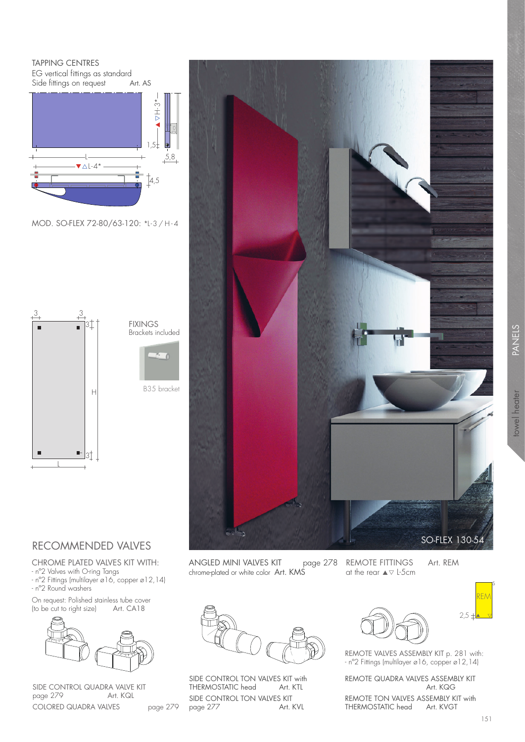TAPPING CENTRES

EG vertical fittings as standard

Side fittings on request Art. AS

MOD. SO-FLEX 72-80/63-120: *L-3 / H-4

FIXINGS

Brackets included

B35 bracket

SO-FLEX 130-54

## RECOMMENDED VALVES

CHROME PLATED VALVES KIT WITH:

- n°2 Valves with O-ring Tangs
- n°2 Fittings (multilayer ø16, copper ø12,14)
- n°2 Round washers

On request: Polished stainless tube cover (to be cut to right size) Art. CA18

SIDE CONTROL QUADRA VALVE KIT page 279 Art. KQL

COLORED QUADRA VALVES page 279

ANGLED MINI VALVES KIT page 278

chrome-plated or white color Art. KMS

SIDE CONTROL TON VALVES KIT with THERMOSTATIC head Art. KTL

SIDE CONTROL TON VALVES KIT page 277 Art. KVL

REMOTE FITTINGS Art. REM

at the rear ▲▽ L-5cm

REMOTE VALVES ASSEMBLY KIT p. 281 with:

- n°2 Fittings (multilayer ø16, copper ø12,14)

REMOTE QUADRA VALVES ASSEMBLY KIT Art. KQG

REMOTE TON VALVES ASSEMBLY KIT with THERMOSTATIC head Art. KVGT